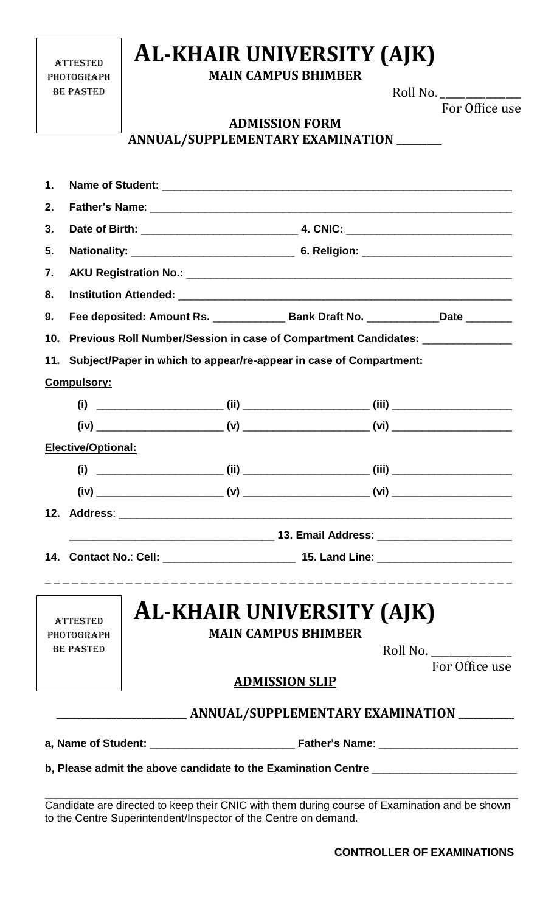ATTESTED PHOTOGRAPH BE PASTED

# AL-KHAIR UNIVERSITY (AJK)

**MAIN CAMPUS BHIMBER**

Roll No. _______________
For Office use

**ADMISSION FORM**

**ANNUAL/SUPPLEMENTARY EXAMINATION ________**

1. **Name of Student:** ____________________________________________________________
2. **Father's Name**: ____________________________________________________________
3. **Date of Birth:** __________________________ **4. CNIC:** ___________________________
5. **Nationality:** ___________________________ **6. Religion:** _________________________
7. **AKU Registration No.:** _____________________________________________________
8. **Institution Attended:** ______________________________________________________
9. **Fee deposited: Amount Rs.** ____________ **Bank Draft No.** ____________**Date** ________
10. **Previous Roll Number/Session in case of Compartment Candidates:** _______________
11. **Subject/Paper in which to appear/re-appear in case of Compartment:**

**Compulsory:**

(i) ____________________ (ii) ____________________ (iii) ____________________

(iv) ____________________ (v) ____________________ (vi) ____________________

**Elective/Optional:**

(i) ____________________ (ii) ____________________ (iii) ____________________

(iv) ____________________ (v) ____________________ (vi) ____________________

12. **Address**: ____________________________________________________________
__________________________________ **13. Email Address**: ______________________
14. **Contact No.**: **Cell:** _____________________ **15. Land Line**: ______________________

- - - - - - - - - - - - - - - - - - - - - - - - - - - - - - - - - - - - - - - - - - - - - - - - - -

ATTESTED PHOTOGRAPH BE PASTED

# AL-KHAIR UNIVERSITY (AJK)

**MAIN CAMPUS BHIMBER**

Roll No. _______________
For Office use

**ADMISSION SLIP**

**_____________________ ANNUAL/SUPPLEMENTARY EXAMINATION __________**

**a, Name of Student:** _______________________ **Father's Name**: ______________________

**b, Please admit the above candidate to the Examination Centre** _______________________

Candidate are directed to keep their CNIC with them during course of Examination and be shown to the Centre Superintendent/Inspector of the Centre on demand.

**CONTROLLER OF EXAMINATIONS**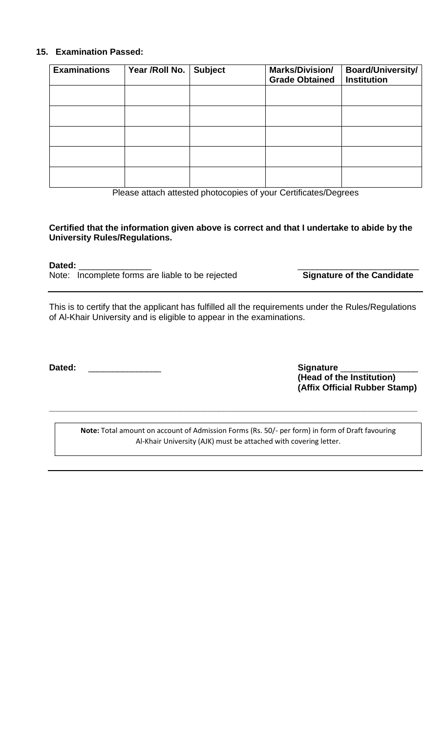**15. Examination Passed:**

| Examinations | Year /Roll No. | Subject | Marks/Division/ Grade Obtained | Board/University/ Institution |
|---|---|---|---|---|
| | | | | |
| | | | | |
| | | | | |
| | | | | |
| | | | | |

Please attach attested photocopies of your Certificates/Degrees

**Certified that the information given above is correct and that I undertake to abide by the University Rules/Regulations.**

**Dated:** _______________

Note: Incomplete forms are liable to be rejected

_________________________
**Signature of the Candidate**

---

This is to certify that the applicant has fulfilled all the requirements under the Rules/Regulations of Al-Khair University and is eligible to appear in the examinations.

**Dated:** _______________

**Signature** _______________
**(Head of the Institution)**
**(Affix Official Rubber Stamp)**

---

**Note:** Total amount on account of Admission Forms (Rs. 50/- per form) in form of Draft favouring Al-Khair University (AJK) must be attached with covering letter.